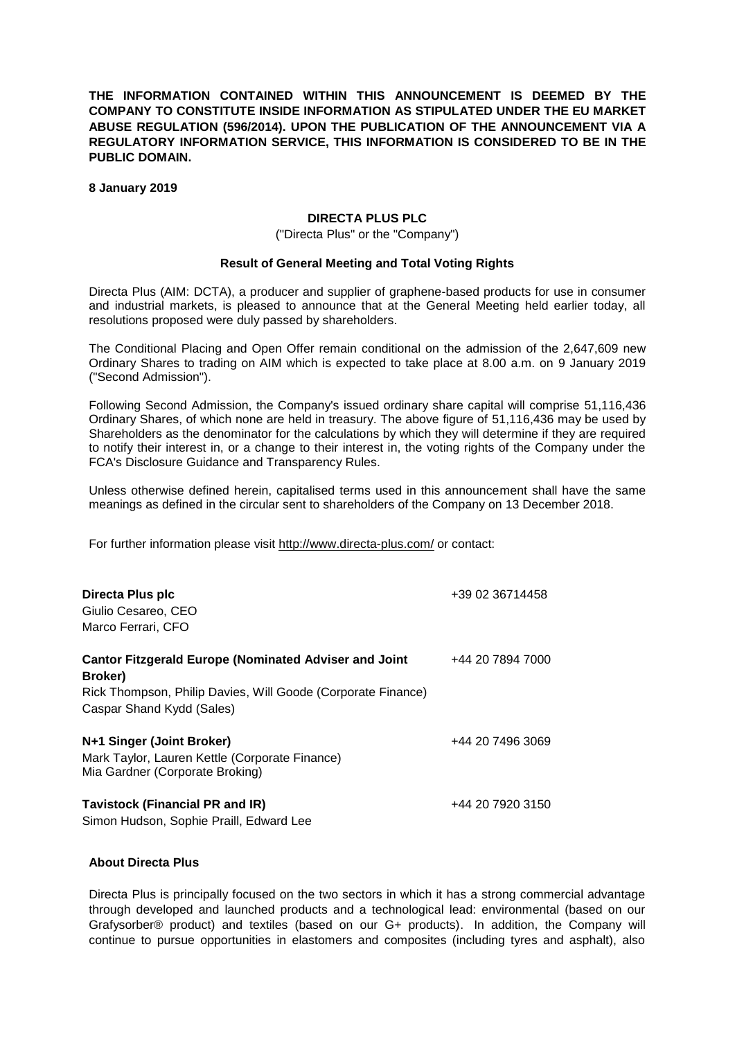**THE INFORMATION CONTAINED WITHIN THIS ANNOUNCEMENT IS DEEMED BY THE COMPANY TO CONSTITUTE INSIDE INFORMATION AS STIPULATED UNDER THE EU MARKET ABUSE REGULATION (596/2014). UPON THE PUBLICATION OF THE ANNOUNCEMENT VIA A REGULATORY INFORMATION SERVICE, THIS INFORMATION IS CONSIDERED TO BE IN THE PUBLIC DOMAIN.**

**8 January 2019**

# DIRECTA PLUS PLC

("Directa Plus" or the "Company")

## Result of General Meeting and Total Voting Rights

Directa Plus (AIM: DCTA), a producer and supplier of graphene-based products for use in consumer and industrial markets, is pleased to announce that at the General Meeting held earlier today, all resolutions proposed were duly passed by shareholders.

The Conditional Placing and Open Offer remain conditional on the admission of the 2,647,609 new Ordinary Shares to trading on AIM which is expected to take place at 8.00 a.m. on 9 January 2019 ("Second Admission").

Following Second Admission, the Company's issued ordinary share capital will comprise 51,116,436 Ordinary Shares, of which none are held in treasury. The above figure of 51,116,436 may be used by Shareholders as the denominator for the calculations by which they will determine if they are required to notify their interest in, or a change to their interest in, the voting rights of the Company under the FCA's Disclosure Guidance and Transparency Rules.

Unless otherwise defined herein, capitalised terms used in this announcement shall have the same meanings as defined in the circular sent to shareholders of the Company on 13 December 2018.

For further information please visit http://www.directa-plus.com/ or contact:

| | |
|---|---|
| **Directa Plus plc**<br>Giulio Cesareo, CEO<br>Marco Ferrari, CFO | +39 02 36714458 |
| **Cantor Fitzgerald Europe (Nominated Adviser and Joint Broker)**<br>Rick Thompson, Philip Davies, Will Goode (Corporate Finance)<br>Caspar Shand Kydd (Sales) | +44 20 7894 7000 |
| **N+1 Singer (Joint Broker)**<br>Mark Taylor, Lauren Kettle (Corporate Finance)<br>Mia Gardner (Corporate Broking) | +44 20 7496 3069 |
| **Tavistock (Financial PR and IR)**<br>Simon Hudson, Sophie Praill, Edward Lee | +44 20 7920 3150 |

### About Directa Plus

Directa Plus is principally focused on the two sectors in which it has a strong commercial advantage through developed and launched products and a technological lead: environmental (based on our Grafysorber® product) and textiles (based on our G+ products). In addition, the Company will continue to pursue opportunities in elastomers and composites (including tyres and asphalt), also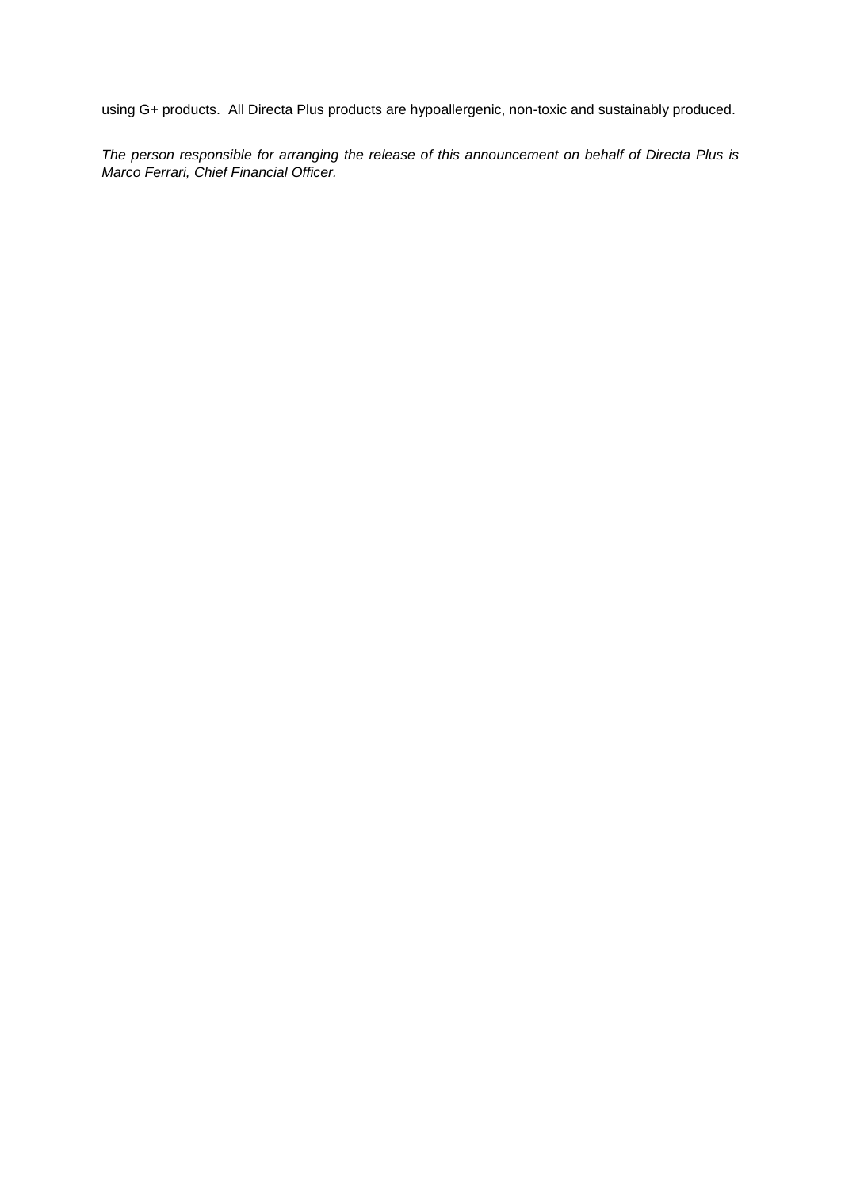using G+ products. All Directa Plus products are hypoallergenic, non-toxic and sustainably produced.

*The person responsible for arranging the release of this announcement on behalf of Directa Plus is Marco Ferrari, Chief Financial Officer.*